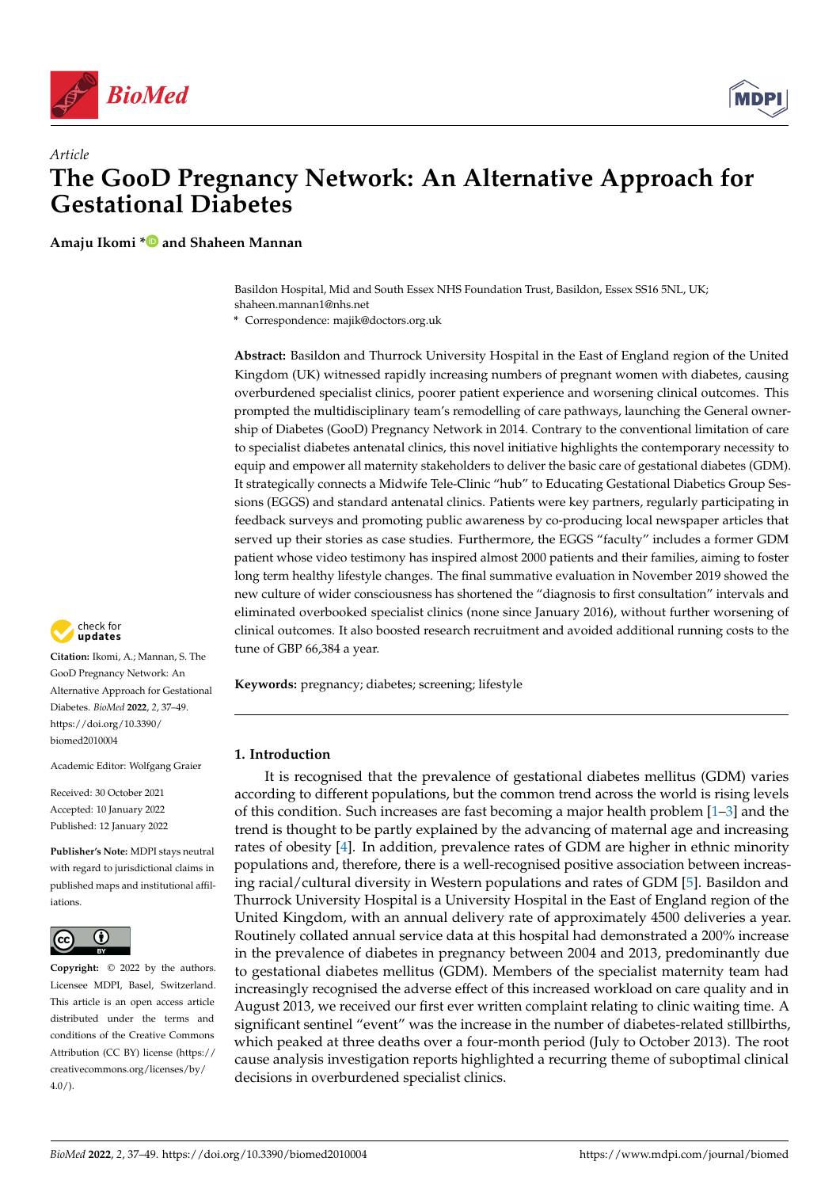*Article*

# The GooD Pregnancy Network: An Alternative Approach for Gestational Diabetes

**Amaju Ikomi * and Shaheen Mannan**

Basildon Hospital, Mid and South Essex NHS Foundation Trust, Basildon, Essex SS16 5NL, UK; shaheen.mannan1@nhs.net

\* Correspondence: majik@doctors.org.uk

**Abstract:** Basildon and Thurrock University Hospital in the East of England region of the United Kingdom (UK) witnessed rapidly increasing numbers of pregnant women with diabetes, causing overburdened specialist clinics, poorer patient experience and worsening clinical outcomes. This prompted the multidisciplinary team's remodelling of care pathways, launching the General ownership of Diabetes (GooD) Pregnancy Network in 2014. Contrary to the conventional limitation of care to specialist diabetes antenatal clinics, this novel initiative highlights the contemporary necessity to equip and empower all maternity stakeholders to deliver the basic care of gestational diabetes (GDM). It strategically connects a Midwife Tele-Clinic "hub" to Educating Gestational Diabetics Group Sessions (EGGS) and standard antenatal clinics. Patients were key partners, regularly participating in feedback surveys and promoting public awareness by co-producing local newspaper articles that served up their stories as case studies. Furthermore, the EGGS "faculty" includes a former GDM patient whose video testimony has inspired almost 2000 patients and their families, aiming to foster long term healthy lifestyle changes. The final summative evaluation in November 2019 showed the new culture of wider consciousness has shortened the "diagnosis to first consultation" intervals and eliminated overbooked specialist clinics (none since January 2016), without further worsening of clinical outcomes. It also boosted research recruitment and avoided additional running costs to the tune of GBP 66,384 a year.

**Keywords:** pregnancy; diabetes; screening; lifestyle

**Citation:** Ikomi, A.; Mannan, S. The GooD Pregnancy Network: An Alternative Approach for Gestational Diabetes. *BioMed* **2022**, *2*, 37–49. https://doi.org/10.3390/biomed2010004

Academic Editor: Wolfgang Graier

Received: 30 October 2021
Accepted: 10 January 2022
Published: 12 January 2022

**Publisher's Note:** MDPI stays neutral with regard to jurisdictional claims in published maps and institutional affiliations.

**Copyright:** © 2022 by the authors. Licensee MDPI, Basel, Switzerland. This article is an open access article distributed under the terms and conditions of the Creative Commons Attribution (CC BY) license (https://creativecommons.org/licenses/by/4.0/).

## 1. Introduction

It is recognised that the prevalence of gestational diabetes mellitus (GDM) varies according to different populations, but the common trend across the world is rising levels of this condition. Such increases are fast becoming a major health problem [1–3] and the trend is thought to be partly explained by the advancing of maternal age and increasing rates of obesity [4]. In addition, prevalence rates of GDM are higher in ethnic minority populations and, therefore, there is a well-recognised positive association between increasing racial/cultural diversity in Western populations and rates of GDM [5]. Basildon and Thurrock University Hospital is a University Hospital in the East of England region of the United Kingdom, with an annual delivery rate of approximately 4500 deliveries a year. Routinely collated annual service data at this hospital had demonstrated a 200% increase in the prevalence of diabetes in pregnancy between 2004 and 2013, predominantly due to gestational diabetes mellitus (GDM). Members of the specialist maternity team had increasingly recognised the adverse effect of this increased workload on care quality and in August 2013, we received our first ever written complaint relating to clinic waiting time. A significant sentinel "event" was the increase in the number of diabetes-related stillbirths, which peaked at three deaths over a four-month period (July to October 2013). The root cause analysis investigation reports highlighted a recurring theme of suboptimal clinical decisions in overburdened specialist clinics.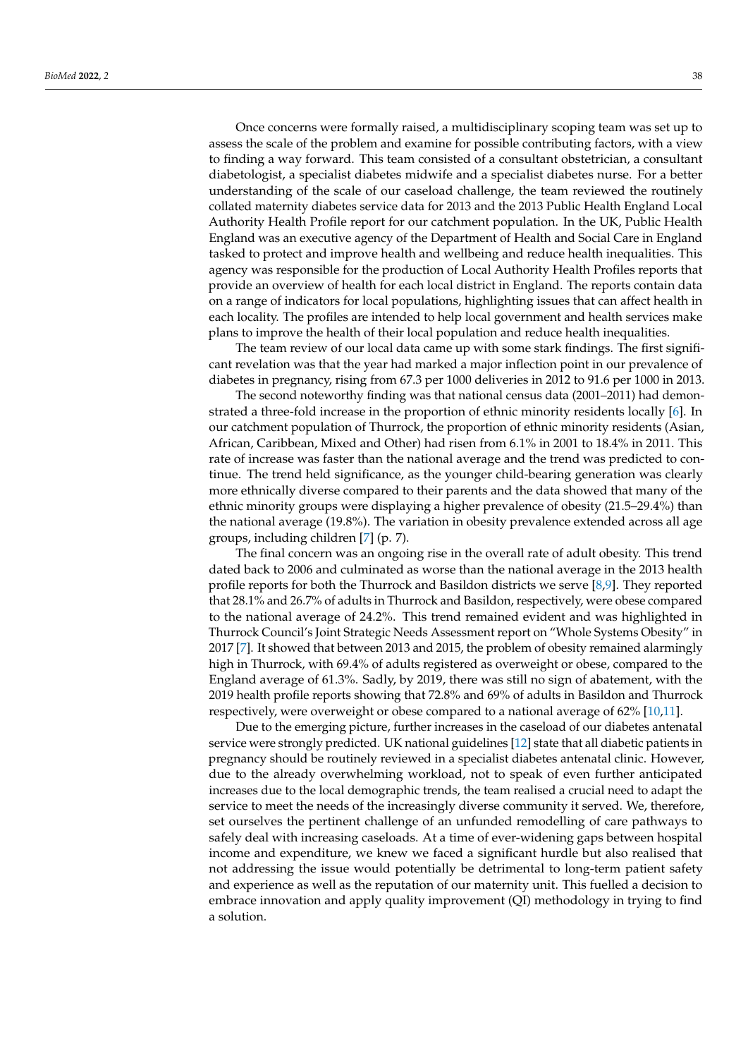Once concerns were formally raised, a multidisciplinary scoping team was set up to assess the scale of the problem and examine for possible contributing factors, with a view to finding a way forward. This team consisted of a consultant obstetrician, a consultant diabetologist, a specialist diabetes midwife and a specialist diabetes nurse. For a better understanding of the scale of our caseload challenge, the team reviewed the routinely collated maternity diabetes service data for 2013 and the 2013 Public Health England Local Authority Health Profile report for our catchment population. In the UK, Public Health England was an executive agency of the Department of Health and Social Care in England tasked to protect and improve health and wellbeing and reduce health inequalities. This agency was responsible for the production of Local Authority Health Profiles reports that provide an overview of health for each local district in England. The reports contain data on a range of indicators for local populations, highlighting issues that can affect health in each locality. The profiles are intended to help local government and health services make plans to improve the health of their local population and reduce health inequalities.

The team review of our local data came up with some stark findings. The first significant revelation was that the year had marked a major inflection point in our prevalence of diabetes in pregnancy, rising from 67.3 per 1000 deliveries in 2012 to 91.6 per 1000 in 2013.

The second noteworthy finding was that national census data (2001–2011) had demonstrated a three-fold increase in the proportion of ethnic minority residents locally [6]. In our catchment population of Thurrock, the proportion of ethnic minority residents (Asian, African, Caribbean, Mixed and Other) had risen from 6.1% in 2001 to 18.4% in 2011. This rate of increase was faster than the national average and the trend was predicted to continue. The trend held significance, as the younger child-bearing generation was clearly more ethnically diverse compared to their parents and the data showed that many of the ethnic minority groups were displaying a higher prevalence of obesity (21.5–29.4%) than the national average (19.8%). The variation in obesity prevalence extended across all age groups, including children [7] (p. 7).

The final concern was an ongoing rise in the overall rate of adult obesity. This trend dated back to 2006 and culminated as worse than the national average in the 2013 health profile reports for both the Thurrock and Basildon districts we serve [8,9]. They reported that 28.1% and 26.7% of adults in Thurrock and Basildon, respectively, were obese compared to the national average of 24.2%. This trend remained evident and was highlighted in Thurrock Council's Joint Strategic Needs Assessment report on "Whole Systems Obesity" in 2017 [7]. It showed that between 2013 and 2015, the problem of obesity remained alarmingly high in Thurrock, with 69.4% of adults registered as overweight or obese, compared to the England average of 61.3%. Sadly, by 2019, there was still no sign of abatement, with the 2019 health profile reports showing that 72.8% and 69% of adults in Basildon and Thurrock respectively, were overweight or obese compared to a national average of 62% [10,11].

Due to the emerging picture, further increases in the caseload of our diabetes antenatal service were strongly predicted. UK national guidelines [12] state that all diabetic patients in pregnancy should be routinely reviewed in a specialist diabetes antenatal clinic. However, due to the already overwhelming workload, not to speak of even further anticipated increases due to the local demographic trends, the team realised a crucial need to adapt the service to meet the needs of the increasingly diverse community it served. We, therefore, set ourselves the pertinent challenge of an unfunded remodelling of care pathways to safely deal with increasing caseloads. At a time of ever-widening gaps between hospital income and expenditure, we knew we faced a significant hurdle but also realised that not addressing the issue would potentially be detrimental to long-term patient safety and experience as well as the reputation of our maternity unit. This fuelled a decision to embrace innovation and apply quality improvement (QI) methodology in trying to find a solution.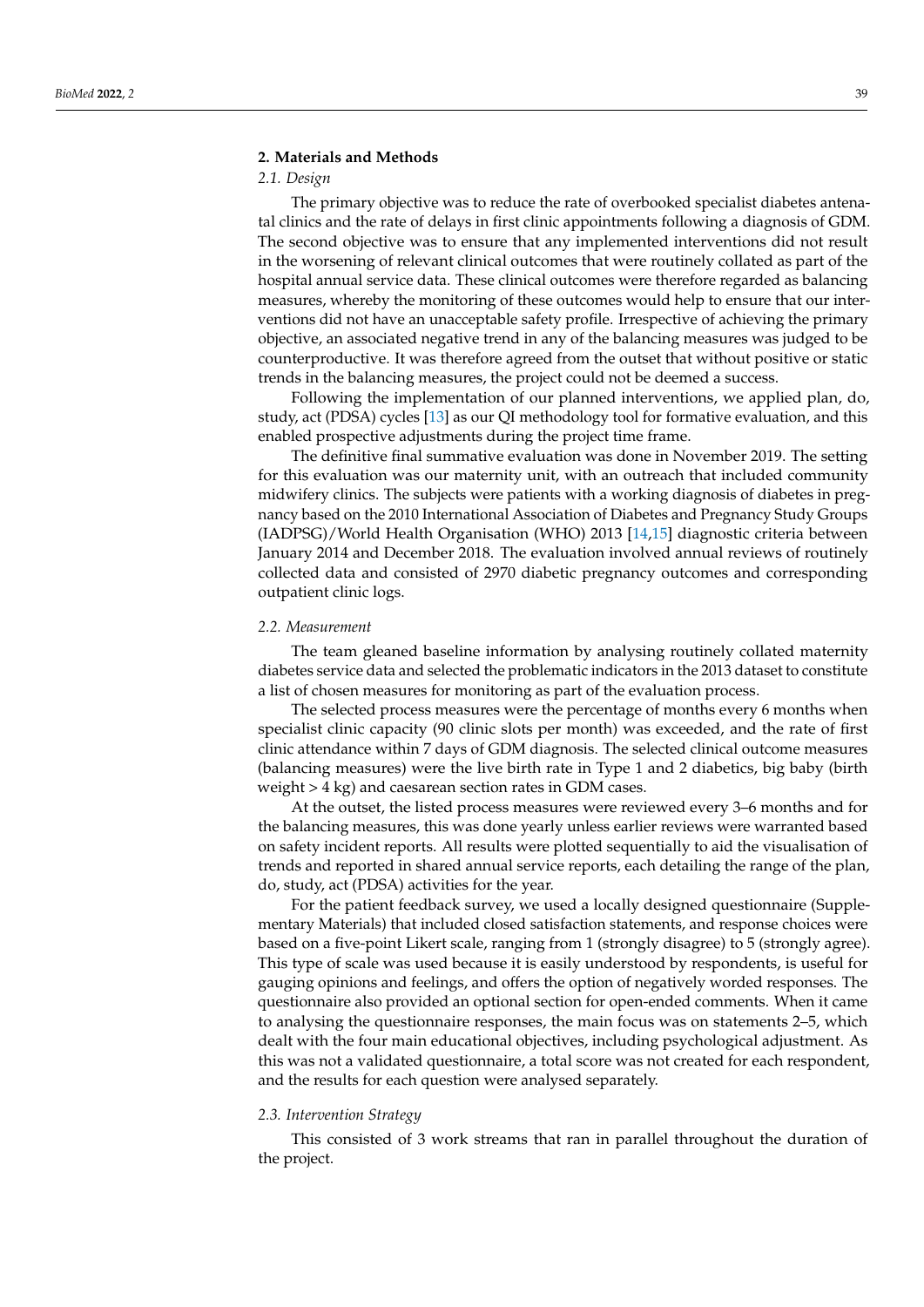## 2. Materials and Methods

### 2.1. Design

The primary objective was to reduce the rate of overbooked specialist diabetes antenatal clinics and the rate of delays in first clinic appointments following a diagnosis of GDM. The second objective was to ensure that any implemented interventions did not result in the worsening of relevant clinical outcomes that were routinely collated as part of the hospital annual service data. These clinical outcomes were therefore regarded as balancing measures, whereby the monitoring of these outcomes would help to ensure that our interventions did not have an unacceptable safety profile. Irrespective of achieving the primary objective, an associated negative trend in any of the balancing measures was judged to be counterproductive. It was therefore agreed from the outset that without positive or static trends in the balancing measures, the project could not be deemed a success.

Following the implementation of our planned interventions, we applied plan, do, study, act (PDSA) cycles [13] as our QI methodology tool for formative evaluation, and this enabled prospective adjustments during the project time frame.

The definitive final summative evaluation was done in November 2019. The setting for this evaluation was our maternity unit, with an outreach that included community midwifery clinics. The subjects were patients with a working diagnosis of diabetes in pregnancy based on the 2010 International Association of Diabetes and Pregnancy Study Groups (IADPSG)/World Health Organisation (WHO) 2013 [14,15] diagnostic criteria between January 2014 and December 2018. The evaluation involved annual reviews of routinely collected data and consisted of 2970 diabetic pregnancy outcomes and corresponding outpatient clinic logs.

### 2.2. Measurement

The team gleaned baseline information by analysing routinely collated maternity diabetes service data and selected the problematic indicators in the 2013 dataset to constitute a list of chosen measures for monitoring as part of the evaluation process.

The selected process measures were the percentage of months every 6 months when specialist clinic capacity (90 clinic slots per month) was exceeded, and the rate of first clinic attendance within 7 days of GDM diagnosis. The selected clinical outcome measures (balancing measures) were the live birth rate in Type 1 and 2 diabetics, big baby (birth weight > 4 kg) and caesarean section rates in GDM cases.

At the outset, the listed process measures were reviewed every 3–6 months and for the balancing measures, this was done yearly unless earlier reviews were warranted based on safety incident reports. All results were plotted sequentially to aid the visualisation of trends and reported in shared annual service reports, each detailing the range of the plan, do, study, act (PDSA) activities for the year.

For the patient feedback survey, we used a locally designed questionnaire (Supplementary Materials) that included closed satisfaction statements, and response choices were based on a five-point Likert scale, ranging from 1 (strongly disagree) to 5 (strongly agree). This type of scale was used because it is easily understood by respondents, is useful for gauging opinions and feelings, and offers the option of negatively worded responses. The questionnaire also provided an optional section for open-ended comments. When it came to analysing the questionnaire responses, the main focus was on statements 2–5, which dealt with the four main educational objectives, including psychological adjustment. As this was not a validated questionnaire, a total score was not created for each respondent, and the results for each question were analysed separately.

### 2.3. Intervention Strategy

This consisted of 3 work streams that ran in parallel throughout the duration of the project.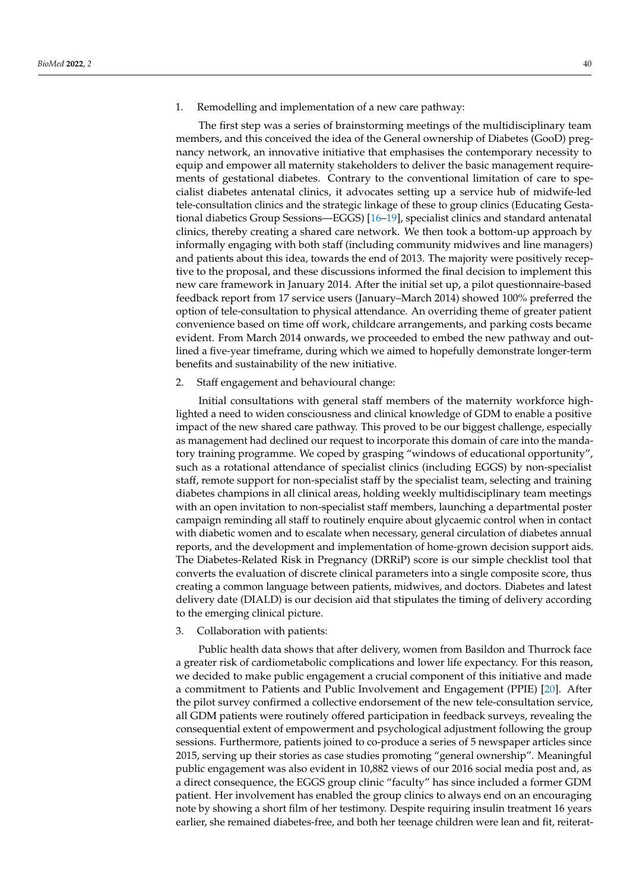1. Remodelling and implementation of a new care pathway:

The first step was a series of brainstorming meetings of the multidisciplinary team members, and this conceived the idea of the General ownership of Diabetes (GooD) pregnancy network, an innovative initiative that emphasises the contemporary necessity to equip and empower all maternity stakeholders to deliver the basic management requirements of gestational diabetes. Contrary to the conventional limitation of care to specialist diabetes antenatal clinics, it advocates setting up a service hub of midwife-led tele-consultation clinics and the strategic linkage of these to group clinics (Educating Gestational diabetics Group Sessions—EGGS) [16–19], specialist clinics and standard antenatal clinics, thereby creating a shared care network. We then took a bottom-up approach by informally engaging with both staff (including community midwives and line managers) and patients about this idea, towards the end of 2013. The majority were positively receptive to the proposal, and these discussions informed the final decision to implement this new care framework in January 2014. After the initial set up, a pilot questionnaire-based feedback report from 17 service users (January–March 2014) showed 100% preferred the option of tele-consultation to physical attendance. An overriding theme of greater patient convenience based on time off work, childcare arrangements, and parking costs became evident. From March 2014 onwards, we proceeded to embed the new pathway and outlined a five-year timeframe, during which we aimed to hopefully demonstrate longer-term benefits and sustainability of the new initiative.

2. Staff engagement and behavioural change:

Initial consultations with general staff members of the maternity workforce highlighted a need to widen consciousness and clinical knowledge of GDM to enable a positive impact of the new shared care pathway. This proved to be our biggest challenge, especially as management had declined our request to incorporate this domain of care into the mandatory training programme. We coped by grasping "windows of educational opportunity", such as a rotational attendance of specialist clinics (including EGGS) by non-specialist staff, remote support for non-specialist staff by the specialist team, selecting and training diabetes champions in all clinical areas, holding weekly multidisciplinary team meetings with an open invitation to non-specialist staff members, launching a departmental poster campaign reminding all staff to routinely enquire about glycaemic control when in contact with diabetic women and to escalate when necessary, general circulation of diabetes annual reports, and the development and implementation of home-grown decision support aids. The Diabetes-Related Risk in Pregnancy (DRRiP) score is our simple checklist tool that converts the evaluation of discrete clinical parameters into a single composite score, thus creating a common language between patients, midwives, and doctors. Diabetes and latest delivery date (DIALD) is our decision aid that stipulates the timing of delivery according to the emerging clinical picture.

3. Collaboration with patients:

Public health data shows that after delivery, women from Basildon and Thurrock face a greater risk of cardiometabolic complications and lower life expectancy. For this reason, we decided to make public engagement a crucial component of this initiative and made a commitment to Patients and Public Involvement and Engagement (PPIE) [20]. After the pilot survey confirmed a collective endorsement of the new tele-consultation service, all GDM patients were routinely offered participation in feedback surveys, revealing the consequential extent of empowerment and psychological adjustment following the group sessions. Furthermore, patients joined to co-produce a series of 5 newspaper articles since 2015, serving up their stories as case studies promoting "general ownership". Meaningful public engagement was also evident in 10,882 views of our 2016 social media post and, as a direct consequence, the EGGS group clinic "faculty" has since included a former GDM patient. Her involvement has enabled the group clinics to always end on an encouraging note by showing a short film of her testimony. Despite requiring insulin treatment 16 years earlier, she remained diabetes-free, and both her teenage children were lean and fit, reiterat-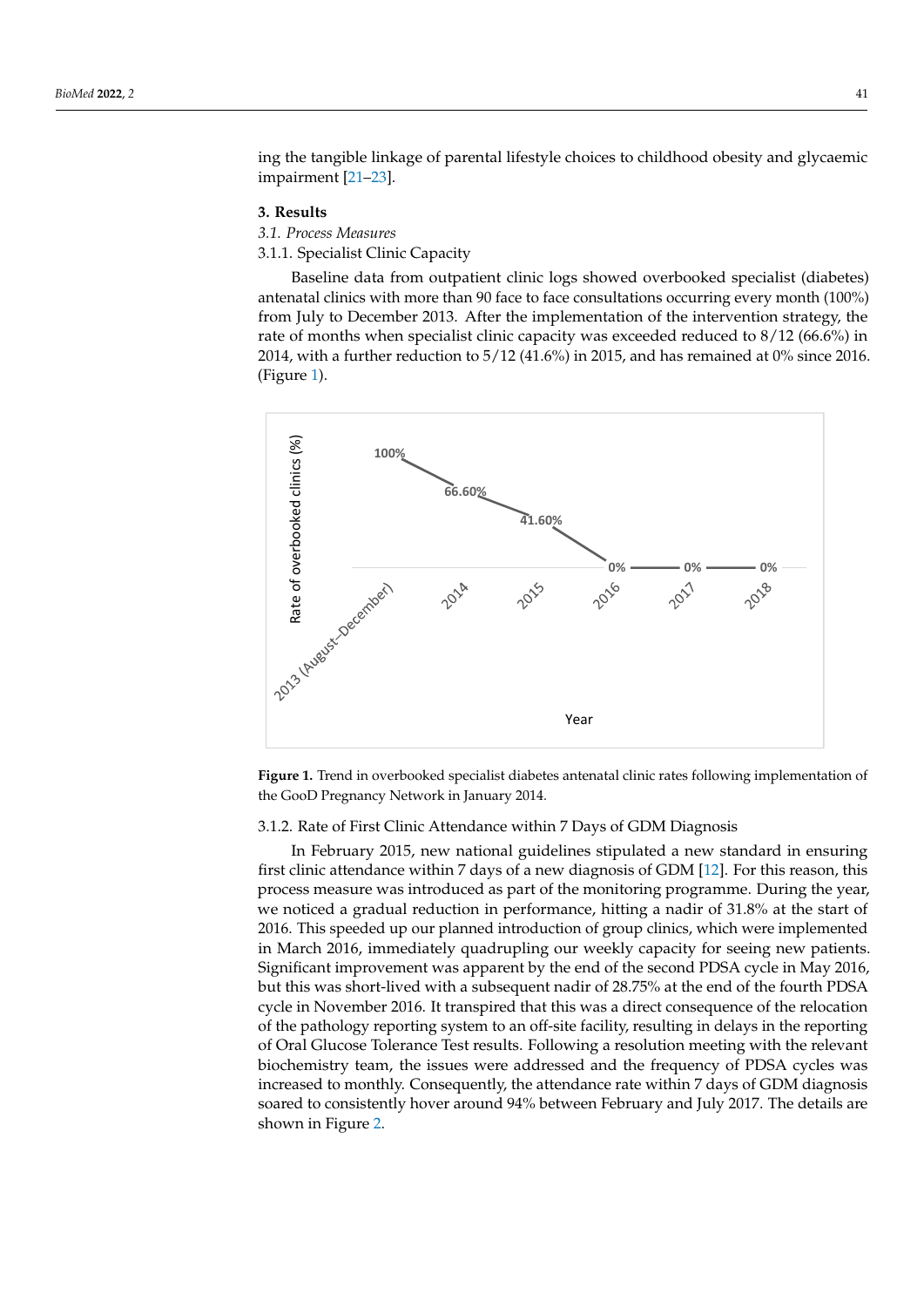ing the tangible linkage of parental lifestyle choices to childhood obesity and glycaemic impairment [21–23].

## 3. Results

### *3.1. Process Measures*

#### 3.1.1. Specialist Clinic Capacity

Baseline data from outpatient clinic logs showed overbooked specialist (diabetes) antenatal clinics with more than 90 face to face consultations occurring every month (100%) from July to December 2013. After the implementation of the intervention strategy, the rate of months when specialist clinic capacity was exceeded reduced to 8/12 (66.6%) in 2014, with a further reduction to 5/12 (41.6%) in 2015, and has remained at 0% since 2016. (Figure 1).

**Figure 1.** Trend in overbooked specialist diabetes antenatal clinic rates following implementation of the GooD Pregnancy Network in January 2014.

#### 3.1.2. Rate of First Clinic Attendance within 7 Days of GDM Diagnosis

In February 2015, new national guidelines stipulated a new standard in ensuring first clinic attendance within 7 days of a new diagnosis of GDM [12]. For this reason, this process measure was introduced as part of the monitoring programme. During the year, we noticed a gradual reduction in performance, hitting a nadir of 31.8% at the start of 2016. This speeded up our planned introduction of group clinics, which were implemented in March 2016, immediately quadrupling our weekly capacity for seeing new patients. Significant improvement was apparent by the end of the second PDSA cycle in May 2016, but this was short-lived with a subsequent nadir of 28.75% at the end of the fourth PDSA cycle in November 2016. It transpired that this was a direct consequence of the relocation of the pathology reporting system to an off-site facility, resulting in delays in the reporting of Oral Glucose Tolerance Test results. Following a resolution meeting with the relevant biochemistry team, the issues were addressed and the frequency of PDSA cycles was increased to monthly. Consequently, the attendance rate within 7 days of GDM diagnosis soared to consistently hover around 94% between February and July 2017. The details are shown in Figure 2.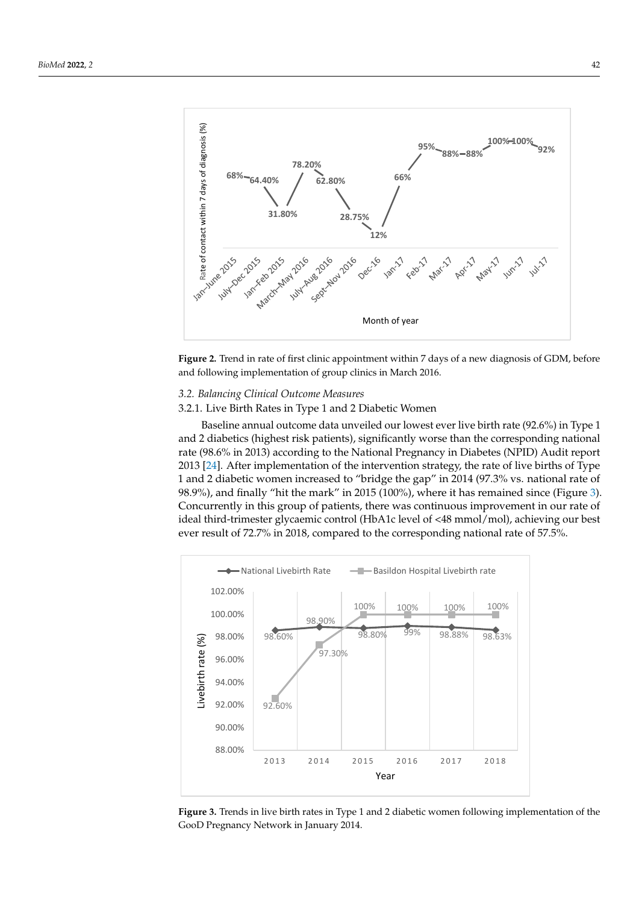**Figure 2.** Trend in rate of first clinic appointment within 7 days of a new diagnosis of GDM, before and following implementation of group clinics in March 2016.

### 3.2. Balancing Clinical Outcome Measures

#### 3.2.1. Live Birth Rates in Type 1 and 2 Diabetic Women

Baseline annual outcome data unveiled our lowest ever live birth rate (92.6%) in Type 1 and 2 diabetics (highest risk patients), significantly worse than the corresponding national rate (98.6% in 2013) according to the National Pregnancy in Diabetes (NPID) Audit report 2013 [24]. After implementation of the intervention strategy, the rate of live births of Type 1 and 2 diabetic women increased to "bridge the gap" in 2014 (97.3% vs. national rate of 98.9%), and finally "hit the mark" in 2015 (100%), where it has remained since (Figure 3). Concurrently in this group of patients, there was continuous improvement in our rate of ideal third-trimester glycaemic control (HbA1c level of <48 mmol/mol), achieving our best ever result of 72.7% in 2018, compared to the corresponding national rate of 57.5%.

**Figure 3.** Trends in live birth rates in Type 1 and 2 diabetic women following implementation of the GooD Pregnancy Network in January 2014.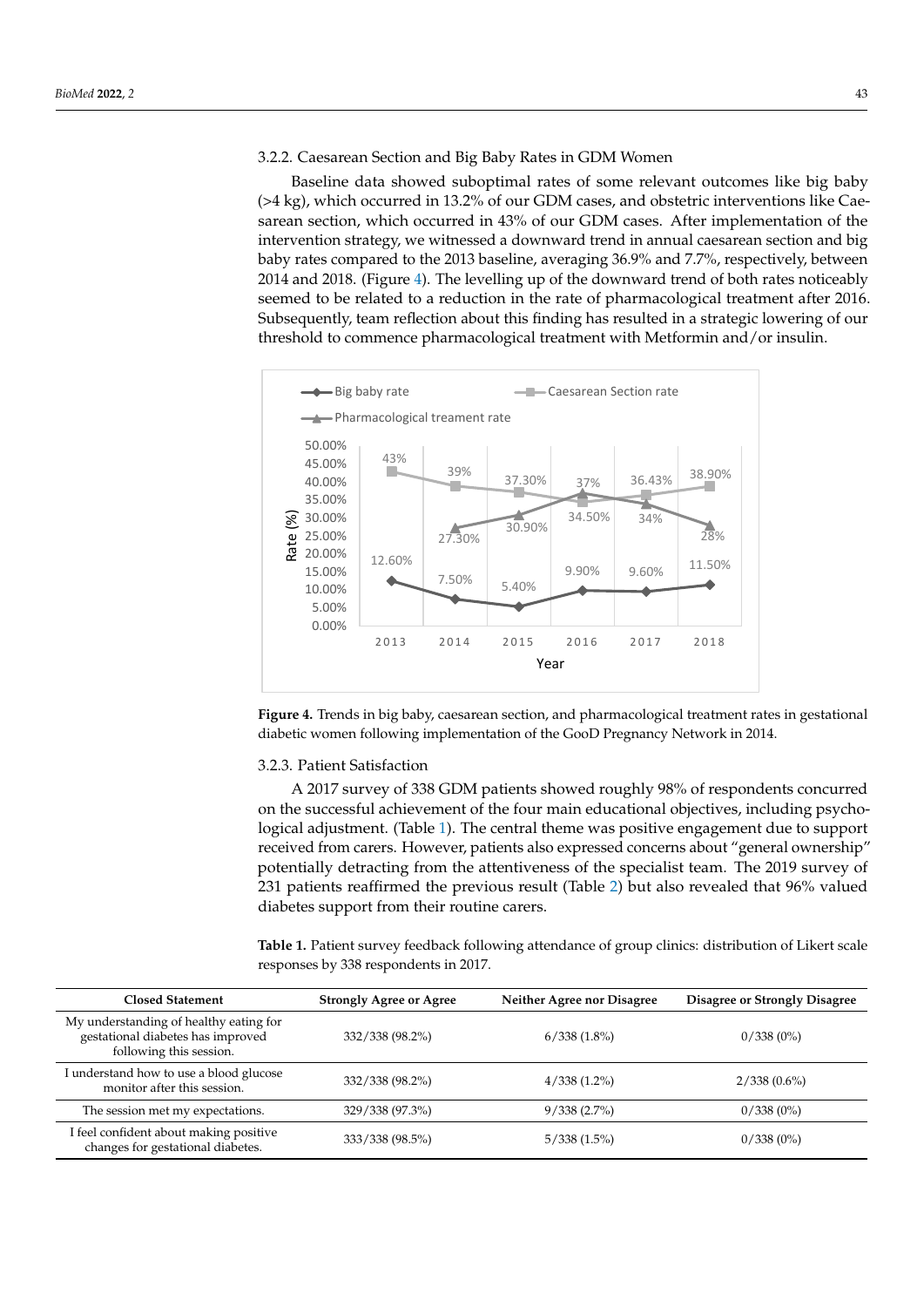### 3.2.2. Caesarean Section and Big Baby Rates in GDM Women

Baseline data showed suboptimal rates of some relevant outcomes like big baby (>4 kg), which occurred in 13.2% of our GDM cases, and obstetric interventions like Caesarean section, which occurred in 43% of our GDM cases. After implementation of the intervention strategy, we witnessed a downward trend in annual caesarean section and big baby rates compared to the 2013 baseline, averaging 36.9% and 7.7%, respectively, between 2014 and 2018. (Figure 4). The levelling up of the downward trend of both rates noticeably seemed to be related to a reduction in the rate of pharmacological treatment after 2016. Subsequently, team reflection about this finding has resulted in a strategic lowering of our threshold to commence pharmacological treatment with Metformin and/or insulin.

**Figure 4.** Trends in big baby, caesarean section, and pharmacological treatment rates in gestational diabetic women following implementation of the GooD Pregnancy Network in 2014.

### 3.2.3. Patient Satisfaction

A 2017 survey of 338 GDM patients showed roughly 98% of respondents concurred on the successful achievement of the four main educational objectives, including psychological adjustment. (Table 1). The central theme was positive engagement due to support received from carers. However, patients also expressed concerns about "general ownership" potentially detracting from the attentiveness of the specialist team. The 2019 survey of 231 patients reaffirmed the previous result (Table 2) but also revealed that 96% valued diabetes support from their routine carers.

**Table 1.** Patient survey feedback following attendance of group clinics: distribution of Likert scale responses by 338 respondents in 2017.

| Closed Statement | Strongly Agree or Agree | Neither Agree nor Disagree | Disagree or Strongly Disagree |
|---|---|---|---|
| My understanding of healthy eating for gestational diabetes has improved following this session. | 332/338 (98.2%) | 6/338 (1.8%) | 0/338 (0%) |
| I understand how to use a blood glucose monitor after this session. | 332/338 (98.2%) | 4/338 (1.2%) | 2/338 (0.6%) |
| The session met my expectations. | 329/338 (97.3%) | 9/338 (2.7%) | 0/338 (0%) |
| I feel confident about making positive changes for gestational diabetes. | 333/338 (98.5%) | 5/338 (1.5%) | 0/338 (0%) |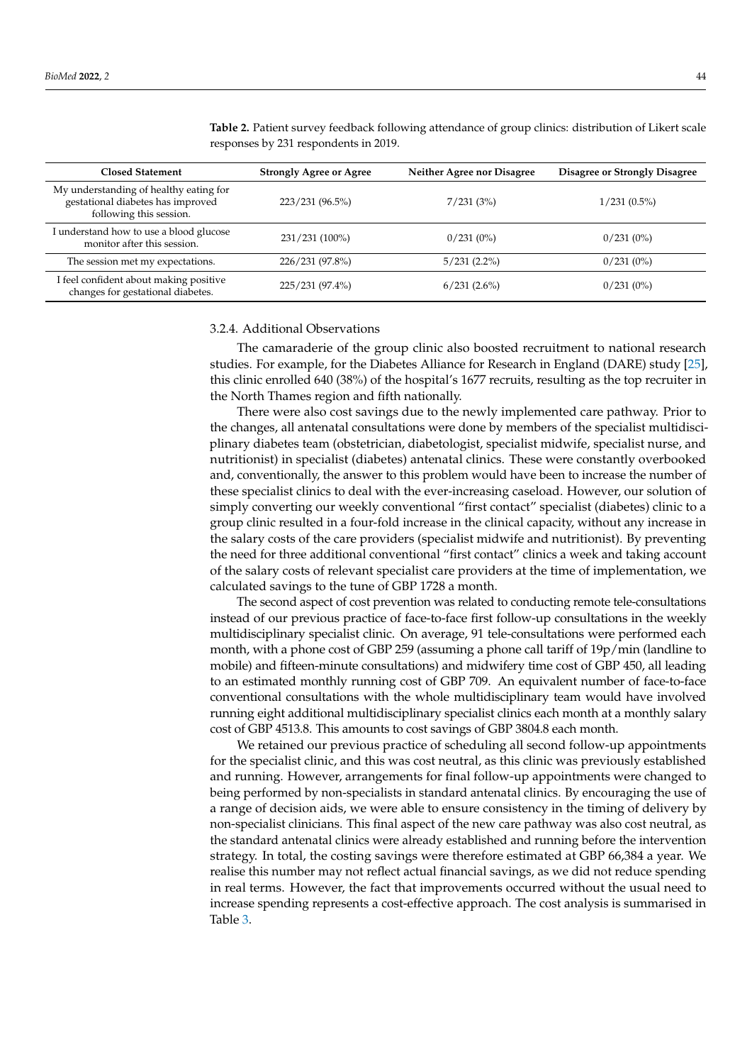**Table 2.** Patient survey feedback following attendance of group clinics: distribution of Likert scale responses by 231 respondents in 2019.

| Closed Statement | Strongly Agree or Agree | Neither Agree nor Disagree | Disagree or Strongly Disagree |
|---|---|---|---|
| My understanding of healthy eating for gestational diabetes has improved following this session. | 223/231 (96.5%) | 7/231 (3%) | 1/231 (0.5%) |
| I understand how to use a blood glucose monitor after this session. | 231/231 (100%) | 0/231 (0%) | 0/231 (0%) |
| The session met my expectations. | 226/231 (97.8%) | 5/231 (2.2%) | 0/231 (0%) |
| I feel confident about making positive changes for gestational diabetes. | 225/231 (97.4%) | 6/231 (2.6%) | 0/231 (0%) |

#### 3.2.4. Additional Observations

The camaraderie of the group clinic also boosted recruitment to national research studies. For example, for the Diabetes Alliance for Research in England (DARE) study [25], this clinic enrolled 640 (38%) of the hospital's 1677 recruits, resulting as the top recruiter in the North Thames region and fifth nationally.

There were also cost savings due to the newly implemented care pathway. Prior to the changes, all antenatal consultations were done by members of the specialist multidisciplinary diabetes team (obstetrician, diabetologist, specialist midwife, specialist nurse, and nutritionist) in specialist (diabetes) antenatal clinics. These were constantly overbooked and, conventionally, the answer to this problem would have been to increase the number of these specialist clinics to deal with the ever-increasing caseload. However, our solution of simply converting our weekly conventional "first contact" specialist (diabetes) clinic to a group clinic resulted in a four-fold increase in the clinical capacity, without any increase in the salary costs of the care providers (specialist midwife and nutritionist). By preventing the need for three additional conventional "first contact" clinics a week and taking account of the salary costs of relevant specialist care providers at the time of implementation, we calculated savings to the tune of GBP 1728 a month.

The second aspect of cost prevention was related to conducting remote tele-consultations instead of our previous practice of face-to-face first follow-up consultations in the weekly multidisciplinary specialist clinic. On average, 91 tele-consultations were performed each month, with a phone cost of GBP 259 (assuming a phone call tariff of 19p/min (landline to mobile) and fifteen-minute consultations) and midwifery time cost of GBP 450, all leading to an estimated monthly running cost of GBP 709. An equivalent number of face-to-face conventional consultations with the whole multidisciplinary team would have involved running eight additional multidisciplinary specialist clinics each month at a monthly salary cost of GBP 4513.8. This amounts to cost savings of GBP 3804.8 each month.

We retained our previous practice of scheduling all second follow-up appointments for the specialist clinic, and this was cost neutral, as this clinic was previously established and running. However, arrangements for final follow-up appointments were changed to being performed by non-specialists in standard antenatal clinics. By encouraging the use of a range of decision aids, we were able to ensure consistency in the timing of delivery by non-specialist clinicians. This final aspect of the new care pathway was also cost neutral, as the standard antenatal clinics were already established and running before the intervention strategy. In total, the costing savings were therefore estimated at GBP 66,384 a year. We realise this number may not reflect actual financial savings, as we did not reduce spending in real terms. However, the fact that improvements occurred without the usual need to increase spending represents a cost-effective approach. The cost analysis is summarised in Table 3.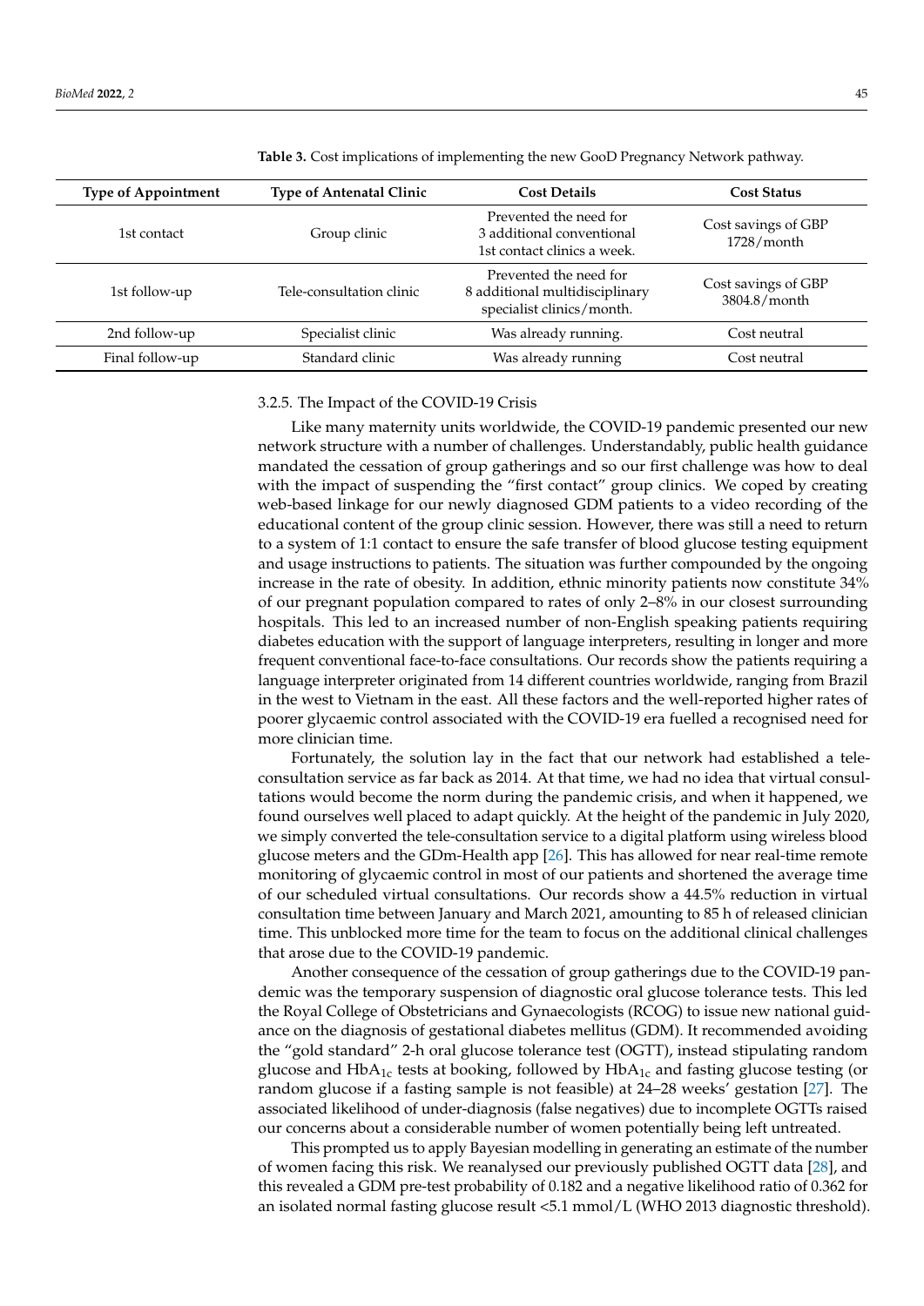**Table 3.** Cost implications of implementing the new GooD Pregnancy Network pathway.

| Type of Appointment | Type of Antenatal Clinic | Cost Details | Cost Status |
|---|---|---|---|
| 1st contact | Group clinic | Prevented the need for 3 additional conventional 1st contact clinics a week. | Cost savings of GBP 1728/month |
| 1st follow-up | Tele-consultation clinic | Prevented the need for 8 additional multidisciplinary specialist clinics/month. | Cost savings of GBP 3804.8/month |
| 2nd follow-up | Specialist clinic | Was already running. | Cost neutral |
| Final follow-up | Standard clinic | Was already running | Cost neutral |

#### 3.2.5. The Impact of the COVID-19 Crisis

Like many maternity units worldwide, the COVID-19 pandemic presented our new network structure with a number of challenges. Understandably, public health guidance mandated the cessation of group gatherings and so our first challenge was how to deal with the impact of suspending the "first contact" group clinics. We coped by creating web-based linkage for our newly diagnosed GDM patients to a video recording of the educational content of the group clinic session. However, there was still a need to return to a system of 1:1 contact to ensure the safe transfer of blood glucose testing equipment and usage instructions to patients. The situation was further compounded by the ongoing increase in the rate of obesity. In addition, ethnic minority patients now constitute 34% of our pregnant population compared to rates of only 2–8% in our closest surrounding hospitals. This led to an increased number of non-English speaking patients requiring diabetes education with the support of language interpreters, resulting in longer and more frequent conventional face-to-face consultations. Our records show the patients requiring a language interpreter originated from 14 different countries worldwide, ranging from Brazil in the west to Vietnam in the east. All these factors and the well-reported higher rates of poorer glycaemic control associated with the COVID-19 era fuelled a recognised need for more clinician time.

Fortunately, the solution lay in the fact that our network had established a tele-consultation service as far back as 2014. At that time, we had no idea that virtual consultations would become the norm during the pandemic crisis, and when it happened, we found ourselves well placed to adapt quickly. At the height of the pandemic in July 2020, we simply converted the tele-consultation service to a digital platform using wireless blood glucose meters and the GDm-Health app [26]. This has allowed for near real-time remote monitoring of glycaemic control in most of our patients and shortened the average time of our scheduled virtual consultations. Our records show a 44.5% reduction in virtual consultation time between January and March 2021, amounting to 85 h of released clinician time. This unblocked more time for the team to focus on the additional clinical challenges that arose due to the COVID-19 pandemic.

Another consequence of the cessation of group gatherings due to the COVID-19 pandemic was the temporary suspension of diagnostic oral glucose tolerance tests. This led the Royal College of Obstetricians and Gynaecologists (RCOG) to issue new national guidance on the diagnosis of gestational diabetes mellitus (GDM). It recommended avoiding the "gold standard" 2-h oral glucose tolerance test (OGTT), instead stipulating random glucose and $HbA_{1c}$ tests at booking, followed by $HbA_{1c}$ and fasting glucose testing (or random glucose if a fasting sample is not feasible) at 24–28 weeks' gestation [27]. The associated likelihood of under-diagnosis (false negatives) due to incomplete OGTTs raised our concerns about a considerable number of women potentially being left untreated.

This prompted us to apply Bayesian modelling in generating an estimate of the number of women facing this risk. We reanalysed our previously published OGTT data [28], and this revealed a GDM pre-test probability of 0.182 and a negative likelihood ratio of 0.362 for an isolated normal fasting glucose result <5.1 mmol/L (WHO 2013 diagnostic threshold).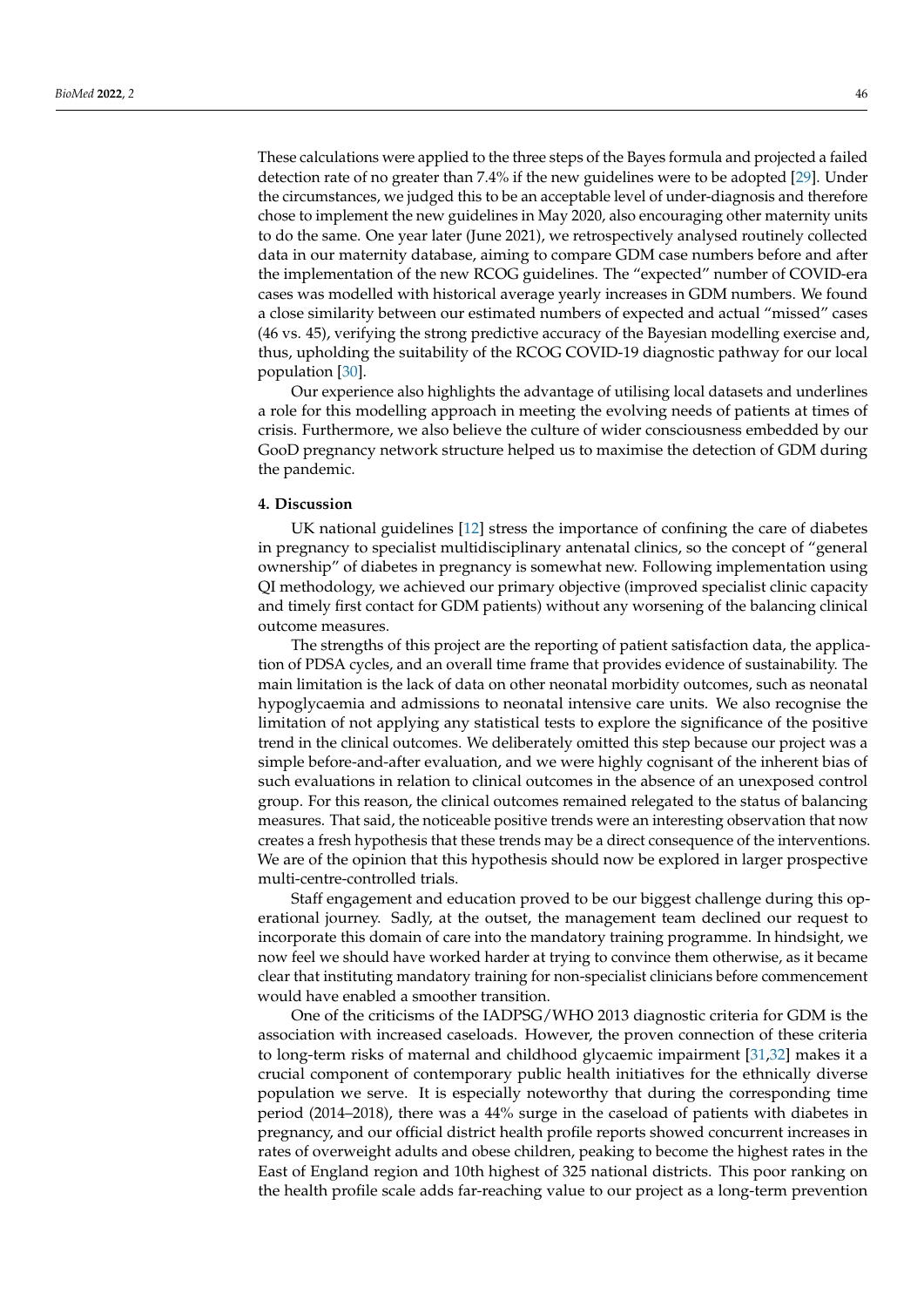These calculations were applied to the three steps of the Bayes formula and projected a failed detection rate of no greater than 7.4% if the new guidelines were to be adopted [29]. Under the circumstances, we judged this to be an acceptable level of under-diagnosis and therefore chose to implement the new guidelines in May 2020, also encouraging other maternity units to do the same. One year later (June 2021), we retrospectively analysed routinely collected data in our maternity database, aiming to compare GDM case numbers before and after the implementation of the new RCOG guidelines. The "expected" number of COVID-era cases was modelled with historical average yearly increases in GDM numbers. We found a close similarity between our estimated numbers of expected and actual "missed" cases (46 vs. 45), verifying the strong predictive accuracy of the Bayesian modelling exercise and, thus, upholding the suitability of the RCOG COVID-19 diagnostic pathway for our local population [30].

Our experience also highlights the advantage of utilising local datasets and underlines a role for this modelling approach in meeting the evolving needs of patients at times of crisis. Furthermore, we also believe the culture of wider consciousness embedded by our GooD pregnancy network structure helped us to maximise the detection of GDM during the pandemic.

## 4. Discussion

UK national guidelines [12] stress the importance of confining the care of diabetes in pregnancy to specialist multidisciplinary antenatal clinics, so the concept of "general ownership" of diabetes in pregnancy is somewhat new. Following implementation using QI methodology, we achieved our primary objective (improved specialist clinic capacity and timely first contact for GDM patients) without any worsening of the balancing clinical outcome measures.

The strengths of this project are the reporting of patient satisfaction data, the application of PDSA cycles, and an overall time frame that provides evidence of sustainability. The main limitation is the lack of data on other neonatal morbidity outcomes, such as neonatal hypoglycaemia and admissions to neonatal intensive care units. We also recognise the limitation of not applying any statistical tests to explore the significance of the positive trend in the clinical outcomes. We deliberately omitted this step because our project was a simple before-and-after evaluation, and we were highly cognisant of the inherent bias of such evaluations in relation to clinical outcomes in the absence of an unexposed control group. For this reason, the clinical outcomes remained relegated to the status of balancing measures. That said, the noticeable positive trends were an interesting observation that now creates a fresh hypothesis that these trends may be a direct consequence of the interventions. We are of the opinion that this hypothesis should now be explored in larger prospective multi-centre-controlled trials.

Staff engagement and education proved to be our biggest challenge during this operational journey. Sadly, at the outset, the management team declined our request to incorporate this domain of care into the mandatory training programme. In hindsight, we now feel we should have worked harder at trying to convince them otherwise, as it became clear that instituting mandatory training for non-specialist clinicians before commencement would have enabled a smoother transition.

One of the criticisms of the IADPSG/WHO 2013 diagnostic criteria for GDM is the association with increased caseloads. However, the proven connection of these criteria to long-term risks of maternal and childhood glycaemic impairment [31,32] makes it a crucial component of contemporary public health initiatives for the ethnically diverse population we serve. It is especially noteworthy that during the corresponding time period (2014–2018), there was a 44% surge in the caseload of patients with diabetes in pregnancy, and our official district health profile reports showed concurrent increases in rates of overweight adults and obese children, peaking to become the highest rates in the East of England region and 10th highest of 325 national districts. This poor ranking on the health profile scale adds far-reaching value to our project as a long-term prevention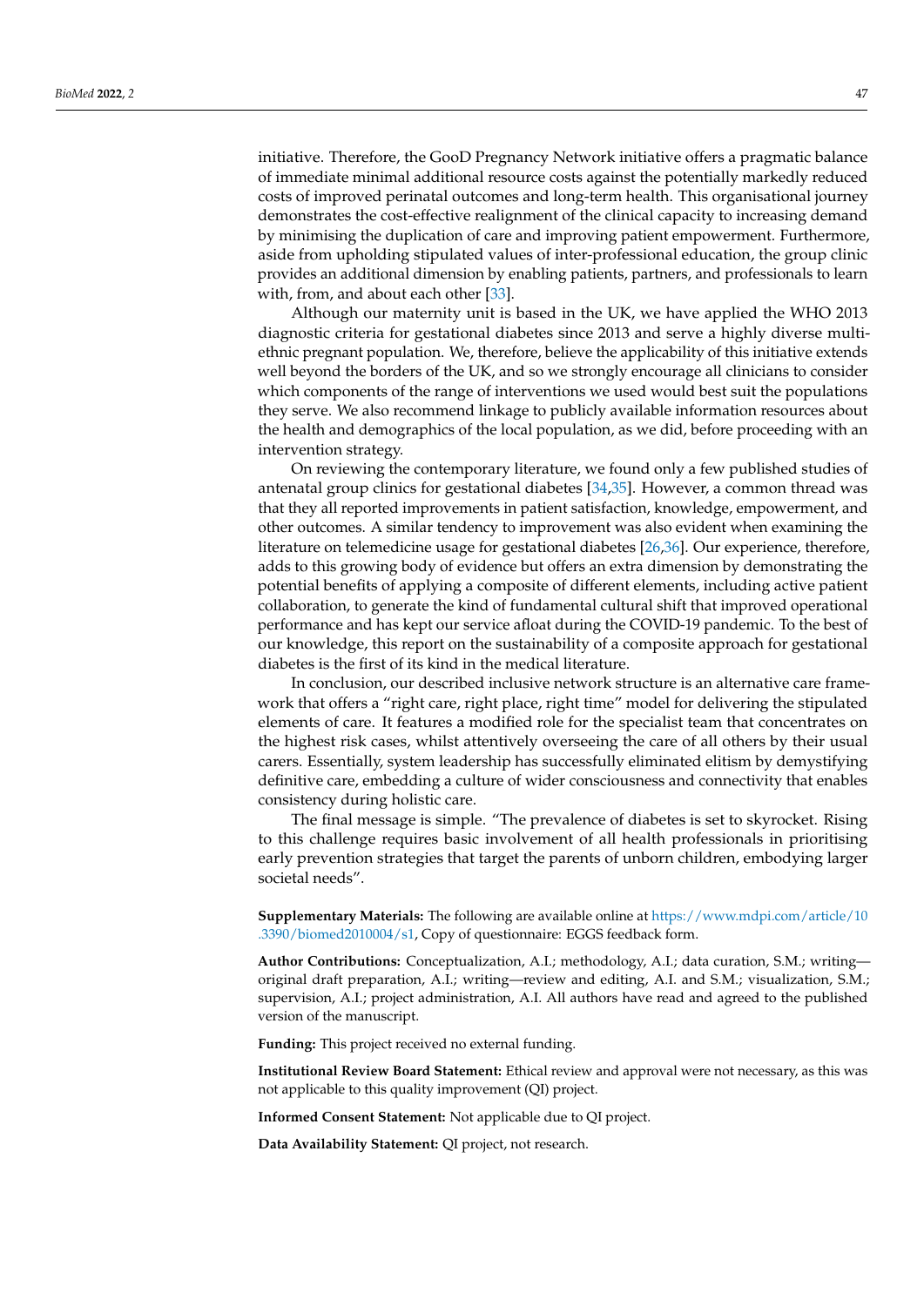initiative. Therefore, the GooD Pregnancy Network initiative offers a pragmatic balance of immediate minimal additional resource costs against the potentially markedly reduced costs of improved perinatal outcomes and long-term health. This organisational journey demonstrates the cost-effective realignment of the clinical capacity to increasing demand by minimising the duplication of care and improving patient empowerment. Furthermore, aside from upholding stipulated values of inter-professional education, the group clinic provides an additional dimension by enabling patients, partners, and professionals to learn with, from, and about each other [33].

Although our maternity unit is based in the UK, we have applied the WHO 2013 diagnostic criteria for gestational diabetes since 2013 and serve a highly diverse multi-ethnic pregnant population. We, therefore, believe the applicability of this initiative extends well beyond the borders of the UK, and so we strongly encourage all clinicians to consider which components of the range of interventions we used would best suit the populations they serve. We also recommend linkage to publicly available information resources about the health and demographics of the local population, as we did, before proceeding with an intervention strategy.

On reviewing the contemporary literature, we found only a few published studies of antenatal group clinics for gestational diabetes [34,35]. However, a common thread was that they all reported improvements in patient satisfaction, knowledge, empowerment, and other outcomes. A similar tendency to improvement was also evident when examining the literature on telemedicine usage for gestational diabetes [26,36]. Our experience, therefore, adds to this growing body of evidence but offers an extra dimension by demonstrating the potential benefits of applying a composite of different elements, including active patient collaboration, to generate the kind of fundamental cultural shift that improved operational performance and has kept our service afloat during the COVID-19 pandemic. To the best of our knowledge, this report on the sustainability of a composite approach for gestational diabetes is the first of its kind in the medical literature.

In conclusion, our described inclusive network structure is an alternative care framework that offers a "right care, right place, right time" model for delivering the stipulated elements of care. It features a modified role for the specialist team that concentrates on the highest risk cases, whilst attentively overseeing the care of all others by their usual carers. Essentially, system leadership has successfully eliminated elitism by demystifying definitive care, embedding a culture of wider consciousness and connectivity that enables consistency during holistic care.

The final message is simple. "The prevalence of diabetes is set to skyrocket. Rising to this challenge requires basic involvement of all health professionals in prioritising early prevention strategies that target the parents of unborn children, embodying larger societal needs".

**Supplementary Materials:** The following are available online at https://www.mdpi.com/article/10.3390/biomed2010004/s1, Copy of questionnaire: EGGS feedback form.

**Author Contributions:** Conceptualization, A.I.; methodology, A.I.; data curation, S.M.; writing—original draft preparation, A.I.; writing—review and editing, A.I. and S.M.; visualization, S.M.; supervision, A.I.; project administration, A.I. All authors have read and agreed to the published version of the manuscript.

**Funding:** This project received no external funding.

**Institutional Review Board Statement:** Ethical review and approval were not necessary, as this was not applicable to this quality improvement (QI) project.

**Informed Consent Statement:** Not applicable due to QI project.

**Data Availability Statement:** QI project, not research.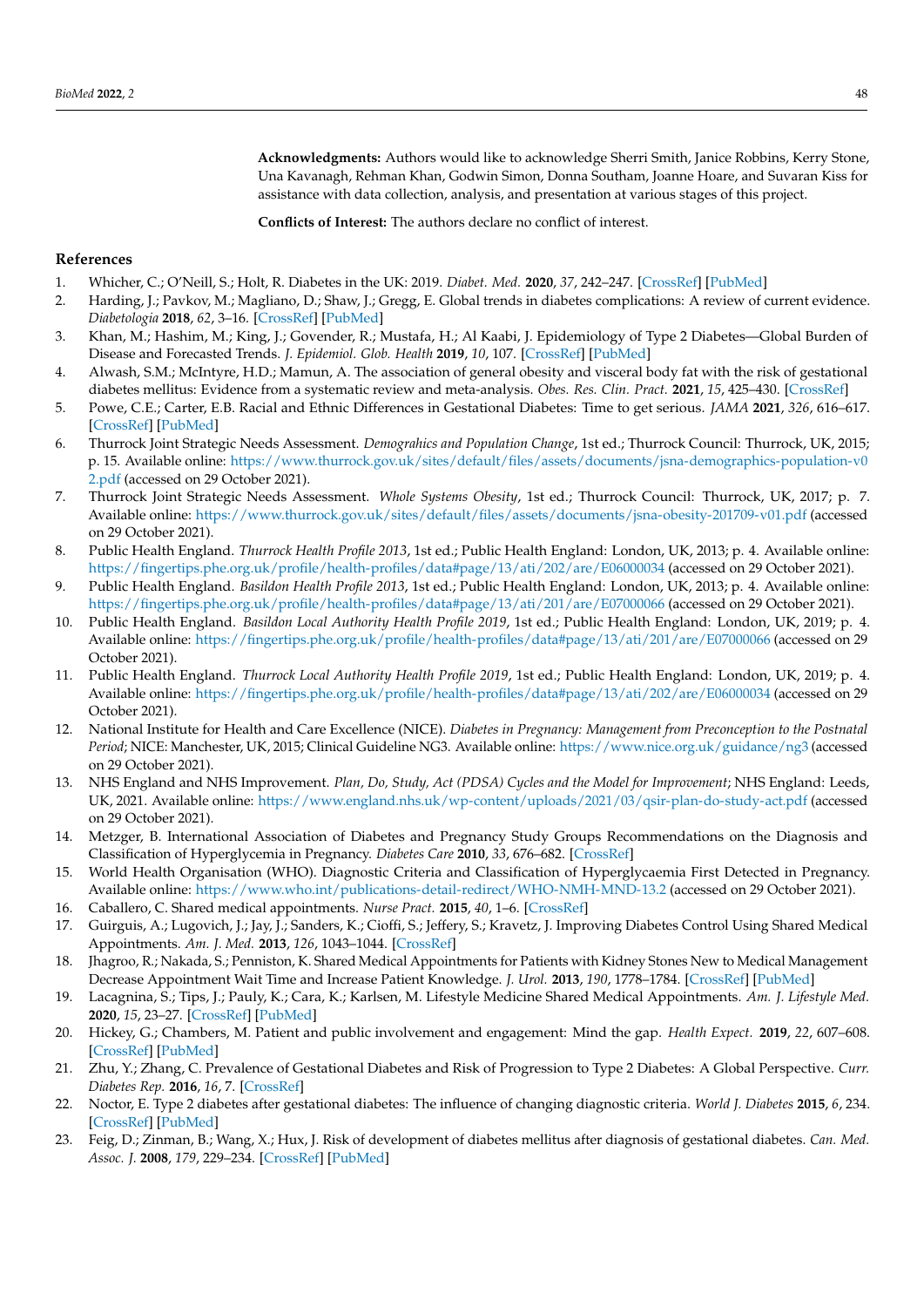**Acknowledgments:** Authors would like to acknowledge Sherri Smith, Janice Robbins, Kerry Stone, Una Kavanagh, Rehman Khan, Godwin Simon, Donna Southam, Joanne Hoare, and Suvaran Kiss for assistance with data collection, analysis, and presentation at various stages of this project.

**Conflicts of Interest:** The authors declare no conflict of interest.

## References

1. Whicher, C.; O'Neill, S.; Holt, R. Diabetes in the UK: 2019. *Diabet. Med.* **2020**, *37*, 242–247. [CrossRef] [PubMed]
2. Harding, J.; Pavkov, M.; Magliano, D.; Shaw, J.; Gregg, E. Global trends in diabetes complications: A review of current evidence. *Diabetologia* **2018**, *62*, 3–16. [CrossRef] [PubMed]
3. Khan, M.; Hashim, M.; King, J.; Govender, R.; Mustafa, H.; Al Kaabi, J. Epidemiology of Type 2 Diabetes—Global Burden of Disease and Forecasted Trends. *J. Epidemiol. Glob. Health* **2019**, *10*, 107. [CrossRef] [PubMed]
4. Alwash, S.M.; McIntyre, H.D.; Mamun, A. The association of general obesity and visceral body fat with the risk of gestational diabetes mellitus: Evidence from a systematic review and meta-analysis. *Obes. Res. Clin. Pract.* **2021**, *15*, 425–430. [CrossRef]
5. Powe, C.E.; Carter, E.B. Racial and Ethnic Differences in Gestational Diabetes: Time to get serious. *JAMA* **2021**, *326*, 616–617. [CrossRef] [PubMed]
6. Thurrock Joint Strategic Needs Assessment. *Demograhics and Population Change*, 1st ed.; Thurrock Council: Thurrock, UK, 2015; p. 15. Available online: https://www.thurrock.gov.uk/sites/default/files/assets/documents/jsna-demographics-population-v02.pdf (accessed on 29 October 2021).
7. Thurrock Joint Strategic Needs Assessment. *Whole Systems Obesity*, 1st ed.; Thurrock Council: Thurrock, UK, 2017; p. 7. Available online: https://www.thurrock.gov.uk/sites/default/files/assets/documents/jsna-obesity-201709-v01.pdf (accessed on 29 October 2021).
8. Public Health England. *Thurrock Health Profile 2013*, 1st ed.; Public Health England: London, UK, 2013; p. 4. Available online: https://fingertips.phe.org.uk/profile/health-profiles/data#page/13/ati/202/are/E06000034 (accessed on 29 October 2021).
9. Public Health England. *Basildon Health Profile 2013*, 1st ed.; Public Health England: London, UK, 2013; p. 4. Available online: https://fingertips.phe.org.uk/profile/health-profiles/data#page/13/ati/201/are/E07000066 (accessed on 29 October 2021).
10. Public Health England. *Basildon Local Authority Health Profile 2019*, 1st ed.; Public Health England: London, UK, 2019; p. 4. Available online: https://fingertips.phe.org.uk/profile/health-profiles/data#page/13/ati/201/are/E07000066 (accessed on 29 October 2021).
11. Public Health England. *Thurrock Local Authority Health Profile 2019*, 1st ed.; Public Health England: London, UK, 2019; p. 4. Available online: https://fingertips.phe.org.uk/profile/health-profiles/data#page/13/ati/202/are/E06000034 (accessed on 29 October 2021).
12. National Institute for Health and Care Excellence (NICE). *Diabetes in Pregnancy: Management from Preconception to the Postnatal Period*; NICE: Manchester, UK, 2015; Clinical Guideline NG3. Available online: https://www.nice.org.uk/guidance/ng3 (accessed on 29 October 2021).
13. NHS England and NHS Improvement. *Plan, Do, Study, Act (PDSA) Cycles and the Model for Improvement*; NHS England: Leeds, UK, 2021. Available online: https://www.england.nhs.uk/wp-content/uploads/2021/03/qsir-plan-do-study-act.pdf (accessed on 29 October 2021).
14. Metzger, B. International Association of Diabetes and Pregnancy Study Groups Recommendations on the Diagnosis and Classification of Hyperglycemia in Pregnancy. *Diabetes Care* **2010**, *33*, 676–682. [CrossRef]
15. World Health Organisation (WHO). Diagnostic Criteria and Classification of Hyperglycaemia First Detected in Pregnancy. Available online: https://www.who.int/publications-detail-redirect/WHO-NMH-MND-13.2 (accessed on 29 October 2021).
16. Caballero, C. Shared medical appointments. *Nurse Pract.* **2015**, *40*, 1–6. [CrossRef]
17. Guirguis, A.; Lugovich, J.; Jay, J.; Sanders, K.; Cioffi, S.; Jeffery, S.; Kravetz, J. Improving Diabetes Control Using Shared Medical Appointments. *Am. J. Med.* **2013**, *126*, 1043–1044. [CrossRef]
18. Jhagroo, R.; Nakada, S.; Penniston, K. Shared Medical Appointments for Patients with Kidney Stones New to Medical Management Decrease Appointment Wait Time and Increase Patient Knowledge. *J. Urol.* **2013**, *190*, 1778–1784. [CrossRef] [PubMed]
19. Lacagnina, S.; Tips, J.; Pauly, K.; Cara, K.; Karlsen, M. Lifestyle Medicine Shared Medical Appointments. *Am. J. Lifestyle Med.* **2020**, *15*, 23–27. [CrossRef] [PubMed]
20. Hickey, G.; Chambers, M. Patient and public involvement and engagement: Mind the gap. *Health Expect.* **2019**, *22*, 607–608. [CrossRef] [PubMed]
21. Zhu, Y.; Zhang, C. Prevalence of Gestational Diabetes and Risk of Progression to Type 2 Diabetes: A Global Perspective. *Curr. Diabetes Rep.* **2016**, *16*, 7. [CrossRef]
22. Noctor, E. Type 2 diabetes after gestational diabetes: The influence of changing diagnostic criteria. *World J. Diabetes* **2015**, *6*, 234. [CrossRef] [PubMed]
23. Feig, D.; Zinman, B.; Wang, X.; Hux, J. Risk of development of diabetes mellitus after diagnosis of gestational diabetes. *Can. Med. Assoc. J.* **2008**, *179*, 229–234. [CrossRef] [PubMed]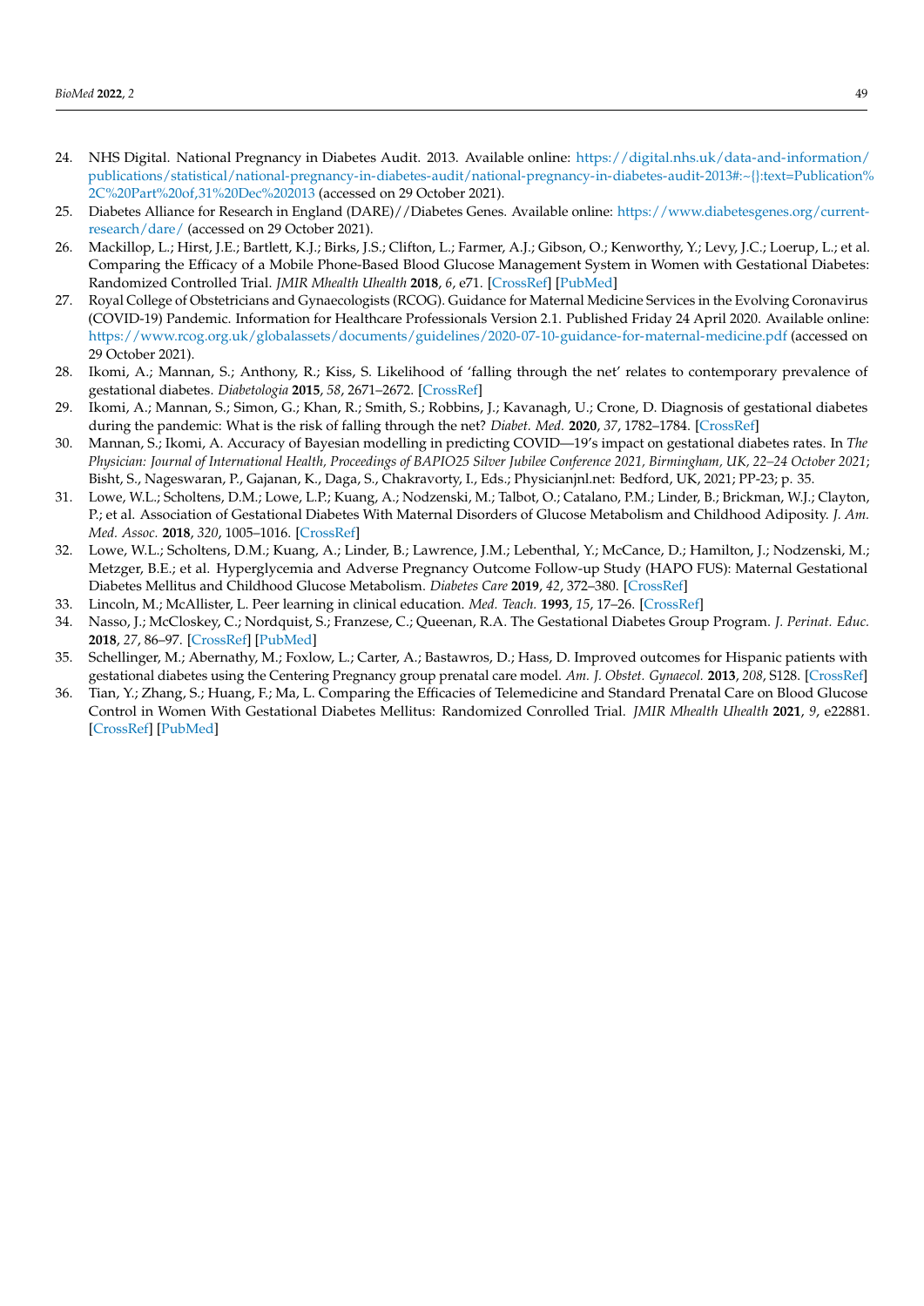24. NHS Digital. National Pregnancy in Diabetes Audit. 2013. Available online: https://digital.nhs.uk/data-and-information/publications/statistical/national-pregnancy-in-diabetes-audit/national-pregnancy-in-diabetes-audit-2013#:~{}:text=Publication%2C%20Part%20of,31%20Dec%202013 (accessed on 29 October 2021).
25. Diabetes Alliance for Research in England (DARE)//Diabetes Genes. Available online: https://www.diabetesgenes.org/current-research/dare/ (accessed on 29 October 2021).
26. Mackillop, L.; Hirst, J.E.; Bartlett, K.J.; Birks, J.S.; Clifton, L.; Farmer, A.J.; Gibson, O.; Kenworthy, Y.; Levy, J.C.; Loerup, L.; et al. Comparing the Efficacy of a Mobile Phone-Based Blood Glucose Management System in Women with Gestational Diabetes: Randomized Controlled Trial. *JMIR Mhealth Uhealth* **2018**, *6*, e71. [CrossRef] [PubMed]
27. Royal College of Obstetricians and Gynaecologists (RCOG). Guidance for Maternal Medicine Services in the Evolving Coronavirus (COVID-19) Pandemic. Information for Healthcare Professionals Version 2.1. Published Friday 24 April 2020. Available online: https://www.rcog.org.uk/globalassets/documents/guidelines/2020-07-10-guidance-for-maternal-medicine.pdf (accessed on 29 October 2021).
28. Ikomi, A.; Mannan, S.; Anthony, R.; Kiss, S. Likelihood of 'falling through the net' relates to contemporary prevalence of gestational diabetes. *Diabetologia* **2015**, *58*, 2671–2672. [CrossRef]
29. Ikomi, A.; Mannan, S.; Simon, G.; Khan, R.; Smith, S.; Robbins, J.; Kavanagh, U.; Crone, D. Diagnosis of gestational diabetes during the pandemic: What is the risk of falling through the net? *Diabet. Med.* **2020**, *37*, 1782–1784. [CrossRef]
30. Mannan, S.; Ikomi, A. Accuracy of Bayesian modelling in predicting COVID—19's impact on gestational diabetes rates. In *The Physician: Journal of International Health, Proceedings of BAPIO25 Silver Jubilee Conference 2021, Birmingham, UK, 22–24 October 2021*; Bisht, S., Nageswaran, P., Gajanan, K., Daga, S., Chakravorty, I., Eds.; Physicianjnl.net: Bedford, UK, 2021; PP-23; p. 35.
31. Lowe, W.L.; Scholtens, D.M.; Lowe, L.P.; Kuang, A.; Nodzenski, M.; Talbot, O.; Catalano, P.M.; Linder, B.; Brickman, W.J.; Clayton, P.; et al. Association of Gestational Diabetes With Maternal Disorders of Glucose Metabolism and Childhood Adiposity. *J. Am. Med. Assoc.* **2018**, *320*, 1005–1016. [CrossRef]
32. Lowe, W.L.; Scholtens, D.M.; Kuang, A.; Linder, B.; Lawrence, J.M.; Lebenthal, Y.; McCance, D.; Hamilton, J.; Nodzenski, M.; Metzger, B.E.; et al. Hyperglycemia and Adverse Pregnancy Outcome Follow-up Study (HAPO FUS): Maternal Gestational Diabetes Mellitus and Childhood Glucose Metabolism. *Diabetes Care* **2019**, *42*, 372–380. [CrossRef]
33. Lincoln, M.; McAllister, L. Peer learning in clinical education. *Med. Teach.* **1993**, *15*, 17–26. [CrossRef]
34. Nasso, J.; McCloskey, C.; Nordquist, S.; Franzese, C.; Queenan, R.A. The Gestational Diabetes Group Program. *J. Perinat. Educ.* **2018**, *27*, 86–97. [CrossRef] [PubMed]
35. Schellinger, M.; Abernathy, M.; Foxlow, L.; Carter, A.; Bastawros, D.; Hass, D. Improved outcomes for Hispanic patients with gestational diabetes using the Centering Pregnancy group prenatal care model. *Am. J. Obstet. Gynaecol.* **2013**, *208*, S128. [CrossRef]
36. Tian, Y.; Zhang, S.; Huang, F.; Ma, L. Comparing the Efficacies of Telemedicine and Standard Prenatal Care on Blood Glucose Control in Women With Gestational Diabetes Mellitus: Randomized Conrolled Trial. *JMIR Mhealth Uhealth* **2021**, *9*, e22881. [CrossRef] [PubMed]